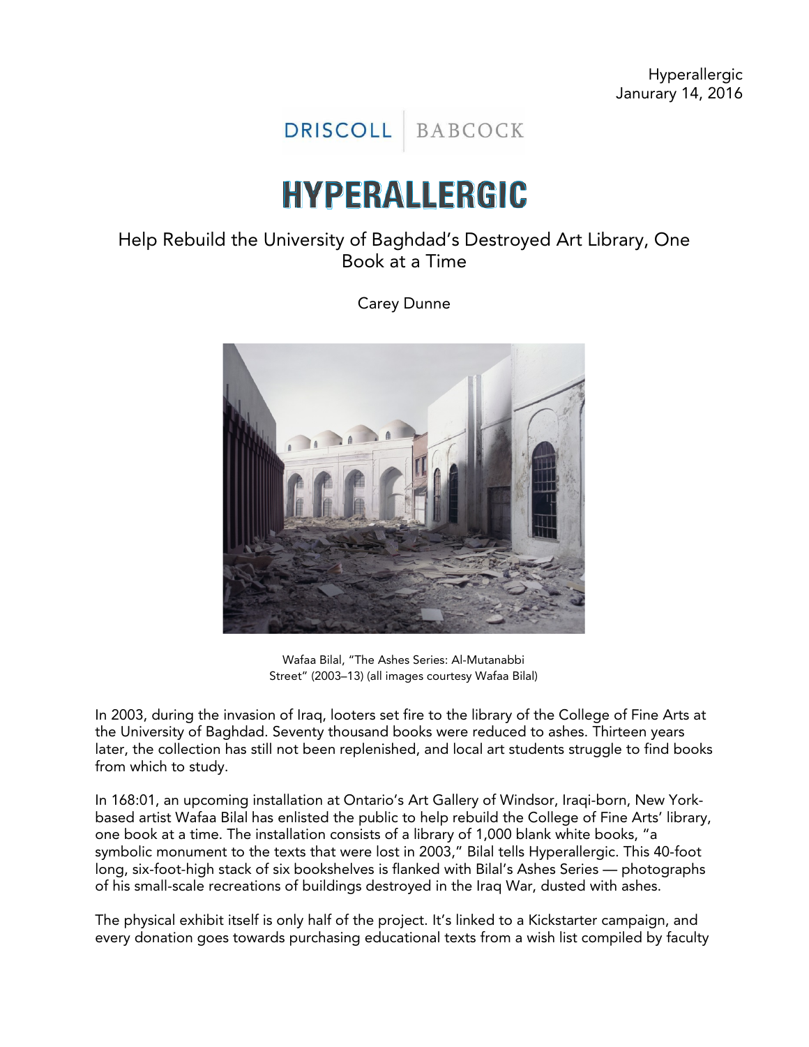Hyperallergic
Janurary 14, 2016

DRISCOLL | BABCOCK

# HYPERALLERGIC

## Help Rebuild the University of Baghdad's Destroyed Art Library, One Book at a Time

Carey Dunne

Wafaa Bilal, "The Ashes Series: Al-Mutanabbi Street" (2003–13) (all images courtesy Wafaa Bilal)

In 2003, during the invasion of Iraq, looters set fire to the library of the College of Fine Arts at the University of Baghdad. Seventy thousand books were reduced to ashes. Thirteen years later, the collection has still not been replenished, and local art students struggle to find books from which to study.

In 168:01, an upcoming installation at Ontario's Art Gallery of Windsor, Iraqi-born, New York-based artist Wafaa Bilal has enlisted the public to help rebuild the College of Fine Arts' library, one book at a time. The installation consists of a library of 1,000 blank white books, "a symbolic monument to the texts that were lost in 2003," Bilal tells Hyperallergic. This 40-foot long, six-foot-high stack of six bookshelves is flanked with Bilal's Ashes Series — photographs of his small-scale recreations of buildings destroyed in the Iraq War, dusted with ashes.

The physical exhibit itself is only half of the project. It's linked to a Kickstarter campaign, and every donation goes towards purchasing educational texts from a wish list compiled by faculty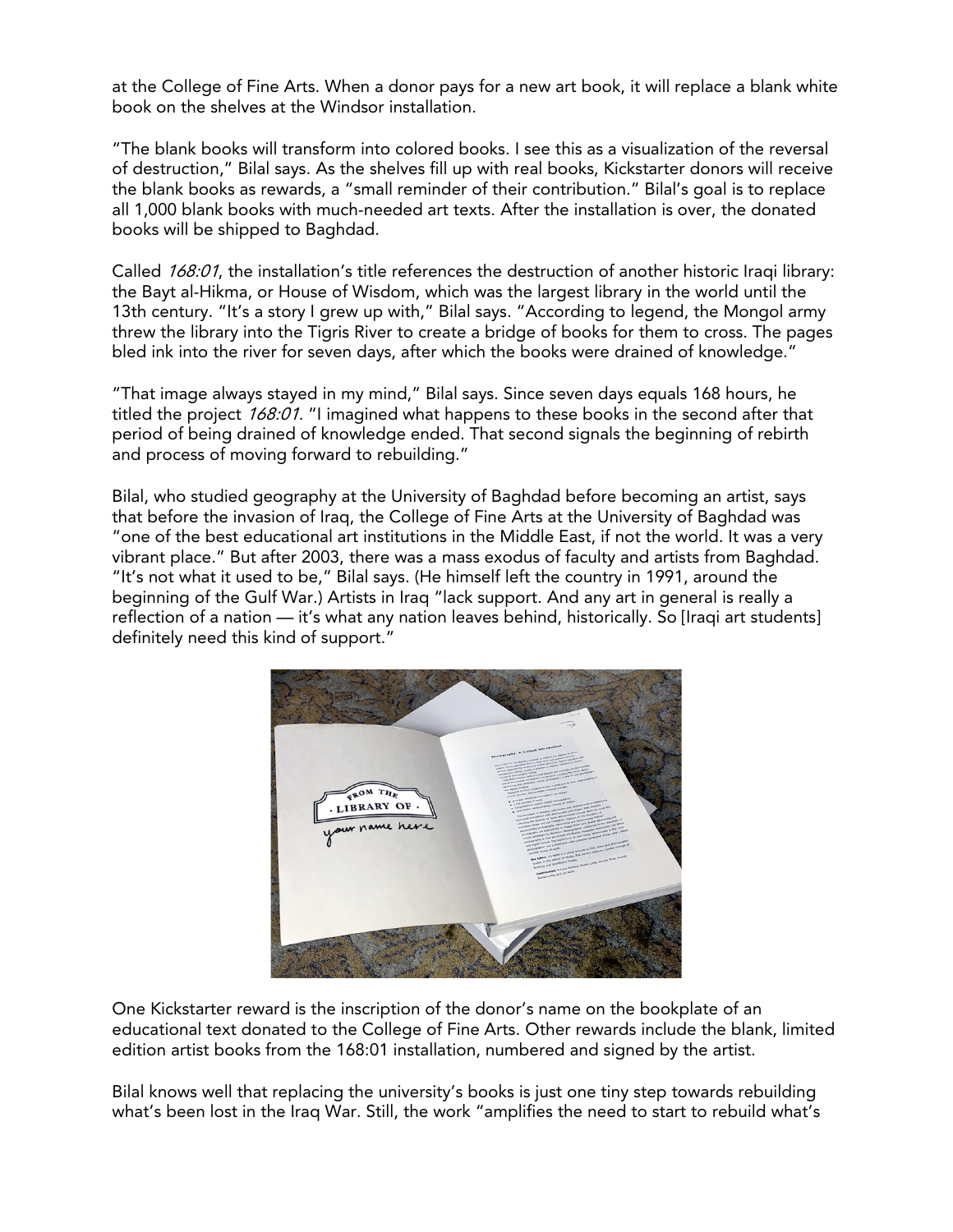at the College of Fine Arts. When a donor pays for a new art book, it will replace a blank white book on the shelves at the Windsor installation.

"The blank books will transform into colored books. I see this as a visualization of the reversal of destruction," Bilal says. As the shelves fill up with real books, Kickstarter donors will receive the blank books as rewards, a "small reminder of their contribution." Bilal's goal is to replace all 1,000 blank books with much-needed art texts. After the installation is over, the donated books will be shipped to Baghdad.

Called *168:01*, the installation's title references the destruction of another historic Iraqi library: the Bayt al-Hikma, or House of Wisdom, which was the largest library in the world until the 13th century. "It's a story I grew up with," Bilal says. "According to legend, the Mongol army threw the library into the Tigris River to create a bridge of books for them to cross. The pages bled ink into the river for seven days, after which the books were drained of knowledge."

"That image always stayed in my mind," Bilal says. Since seven days equals 168 hours, he titled the project *168:01.* "I imagined what happens to these books in the second after that period of being drained of knowledge ended. That second signals the beginning of rebirth and process of moving forward to rebuilding."

Bilal, who studied geography at the University of Baghdad before becoming an artist, says that before the invasion of Iraq, the College of Fine Arts at the University of Baghdad was "one of the best educational art institutions in the Middle East, if not the world. It was a very vibrant place." But after 2003, there was a mass exodus of faculty and artists from Baghdad. "It's not what it used to be," Bilal says. (He himself left the country in 1991, around the beginning of the Gulf War.) Artists in Iraq "lack support. And any art in general is really a reflection of a nation — it's what any nation leaves behind, historically. So [Iraqi art students] definitely need this kind of support."

One Kickstarter reward is the inscription of the donor's name on the bookplate of an educational text donated to the College of Fine Arts. Other rewards include the blank, limited edition artist books from the 168:01 installation, numbered and signed by the artist.

Bilal knows well that replacing the university's books is just one tiny step towards rebuilding what's been lost in the Iraq War. Still, the work "amplifies the need to start to rebuild what's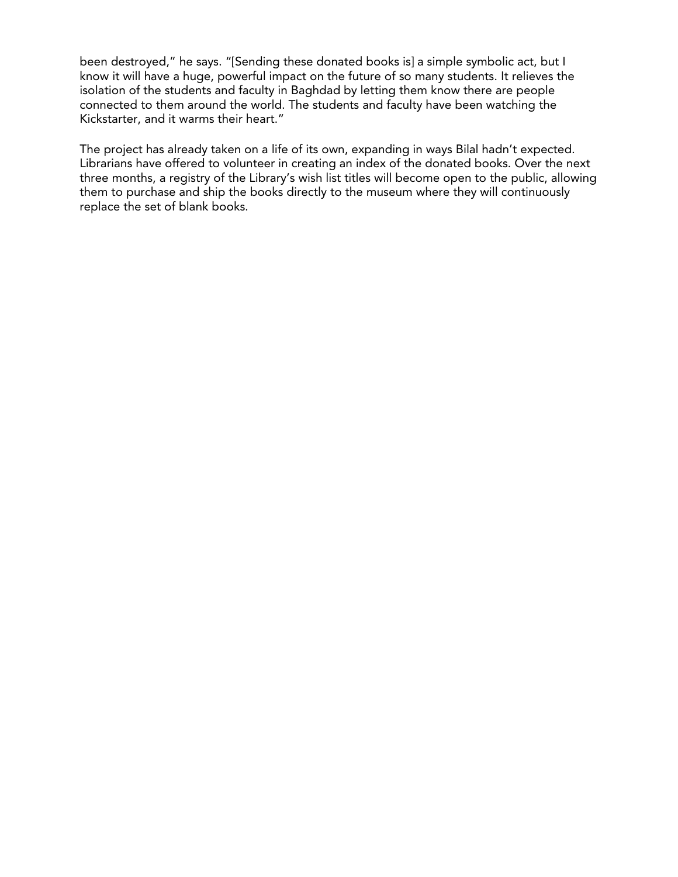been destroyed," he says. "[Sending these donated books is] a simple symbolic act, but I know it will have a huge, powerful impact on the future of so many students. It relieves the isolation of the students and faculty in Baghdad by letting them know there are people connected to them around the world. The students and faculty have been watching the Kickstarter, and it warms their heart."

The project has already taken on a life of its own, expanding in ways Bilal hadn't expected. Librarians have offered to volunteer in creating an index of the donated books. Over the next three months, a registry of the Library's wish list titles will become open to the public, allowing them to purchase and ship the books directly to the museum where they will continuously replace the set of blank books.